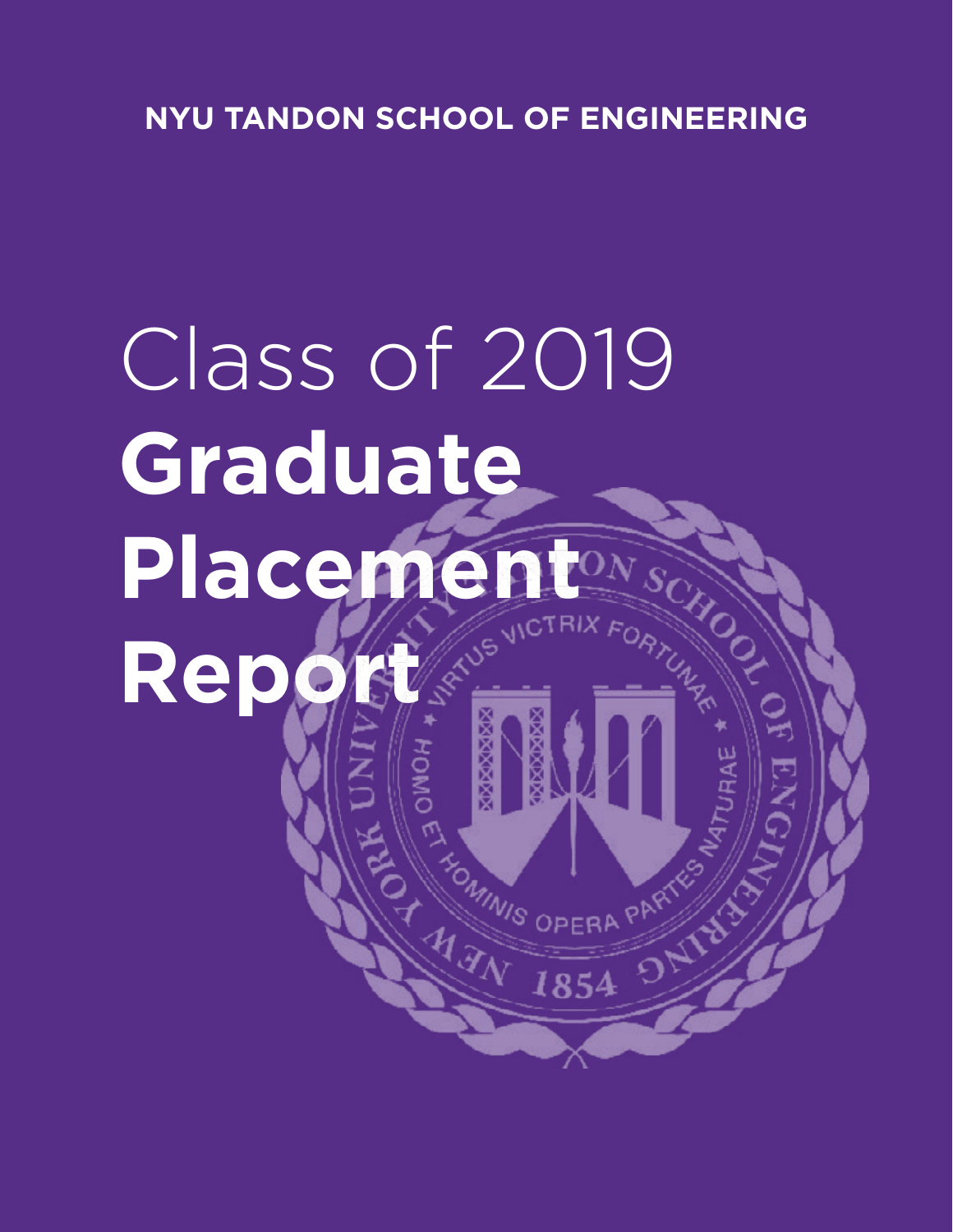**NYU TANDON SCHOOL OF ENGINEERING**

# Class of 2019 **Graduate Placement Report**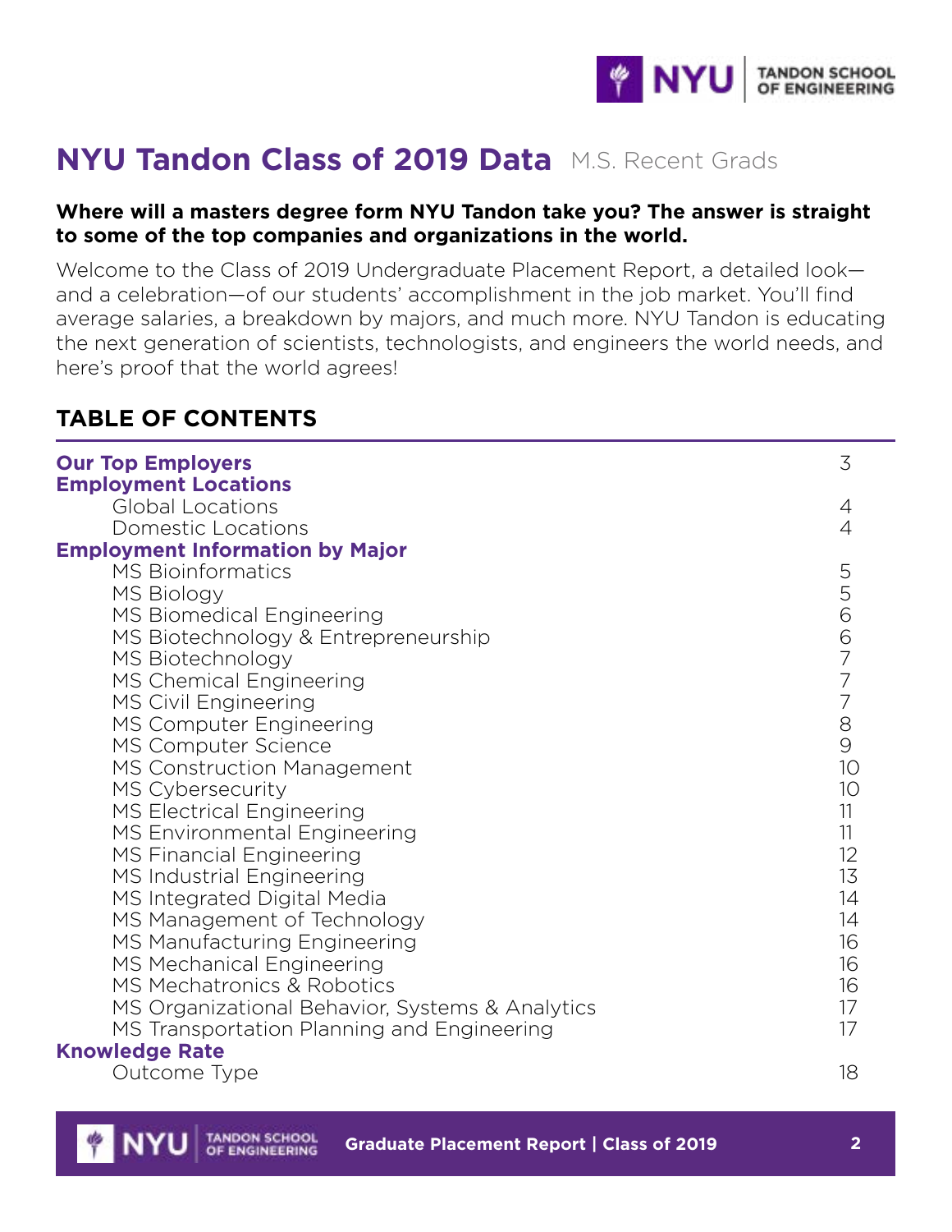# NYU Tandon Class of 2019 Data M.S. Recent Grads

**Where will a masters degree form NYU Tandon take you? The answer is straight to some of the top companies and organizations in the world.**

Welcome to the Class of 2019 Undergraduate Placement Report, a detailed look—and a celebration—of our students' accomplishment in the job market. You'll find average salaries, a breakdown by majors, and much more. NYU Tandon is educating the next generation of scientists, technologists, and engineers the world needs, and here's proof that the world agrees!

## TABLE OF CONTENTS

| | |
|---|---|
| **Our Top Employers** | 3 |
| **Employment Locations** | |
| Global Locations | 4 |
| Domestic Locations | 4 |
| **Employment Information by Major** | |
| MS Bioinformatics | 5 |
| MS Biology | 5 |
| MS Biomedical Engineering | 6 |
| MS Biotechnology & Entrepreneurship | 6 |
| MS Biotechnology | 7 |
| MS Chemical Engineering | 7 |
| MS Civil Engineering | 7 |
| MS Computer Engineering | 8 |
| MS Computer Science | 9 |
| MS Construction Management | 10 |
| MS Cybersecurity | 10 |
| MS Electrical Engineering | 11 |
| MS Environmental Engineering | 11 |
| MS Financial Engineering | 12 |
| MS Industrial Engineering | 13 |
| MS Integrated Digital Media | 14 |
| MS Management of Technology | 14 |
| MS Manufacturing Engineering | 16 |
| MS Mechanical Engineering | 16 |
| MS Mechatronics & Robotics | 16 |
| MS Organizational Behavior, Systems & Analytics | 17 |
| MS Transportation Planning and Engineering | 17 |
| **Knowledge Rate** | |
| Outcome Type | 18 |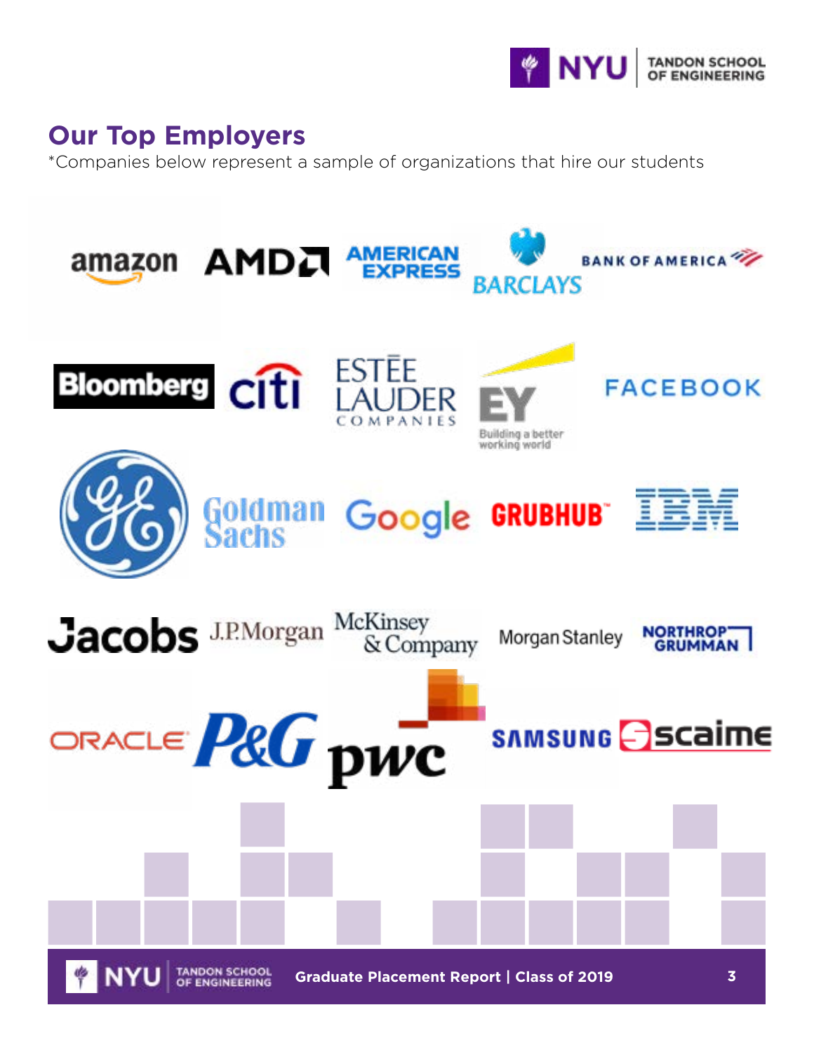## Our Top Employers

*Companies below represent a sample of organizations that hire our students

amazon
AMD
American Express
Barclays
Bank of America
Bloomberg
Citi
Estée Lauder Companies
EY — Building a better working world
Facebook
GE
Goldman Sachs
Google
Grubhub
IBM
Jacobs
J.P.Morgan
McKinsey & Company
Morgan Stanley
Northrop Grumman
Oracle
P&G
pwc
Samsung
scaime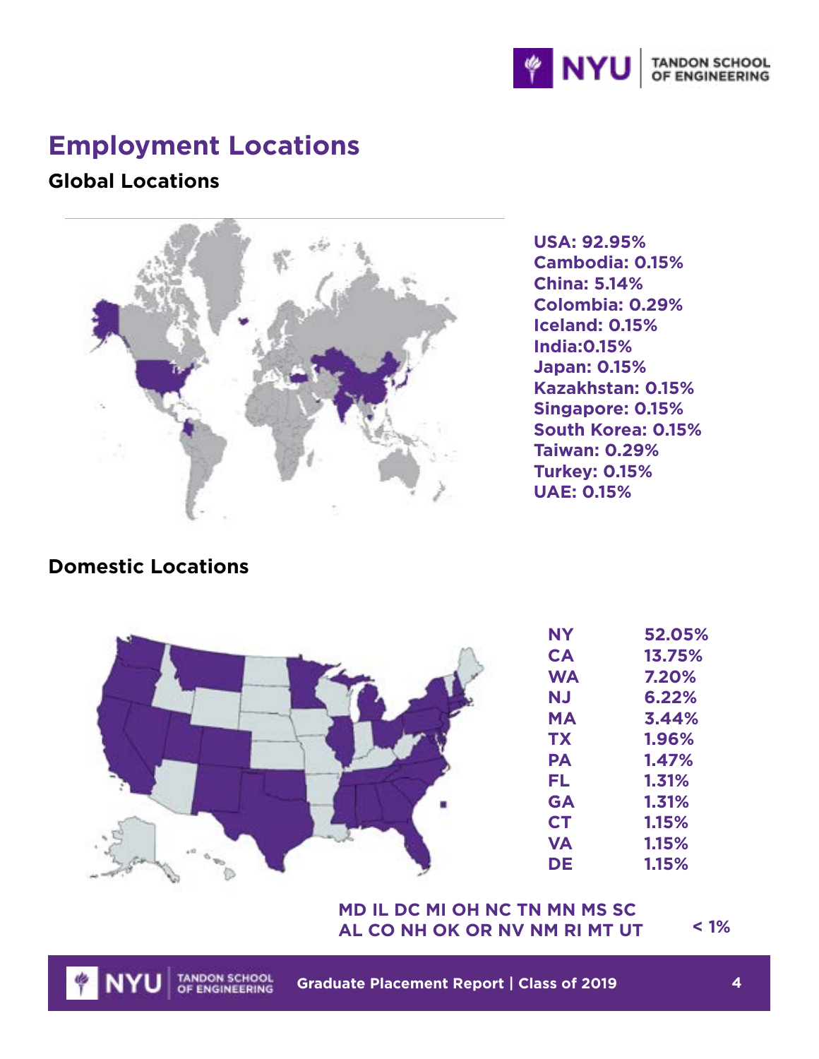## Employment Locations

### Global Locations

**USA: 92.95%**
**Cambodia: 0.15%**
**China: 5.14%**
**Colombia: 0.29%**
**Iceland: 0.15%**
**India:0.15%**
**Japan: 0.15%**
**Kazakhstan: 0.15%**
**Singapore: 0.15%**
**South Korea: 0.15%**
**Taiwan: 0.29%**
**Turkey: 0.15%**
**UAE: 0.15%**

### Domestic Locations

| | |
|---|---|
| NY | 52.05% |
| CA | 13.75% |
| WA | 7.20% |
| NJ | 6.22% |
| MA | 3.44% |
| TX | 1.96% |
| PA | 1.47% |
| FL | 1.31% |
| GA | 1.31% |
| CT | 1.15% |
| VA | 1.15% |
| DE | 1.15% |

**MD IL DC MI OH NC TN MN MS SC AL CO NH OK OR NV NM RI MT UT** **< 1%**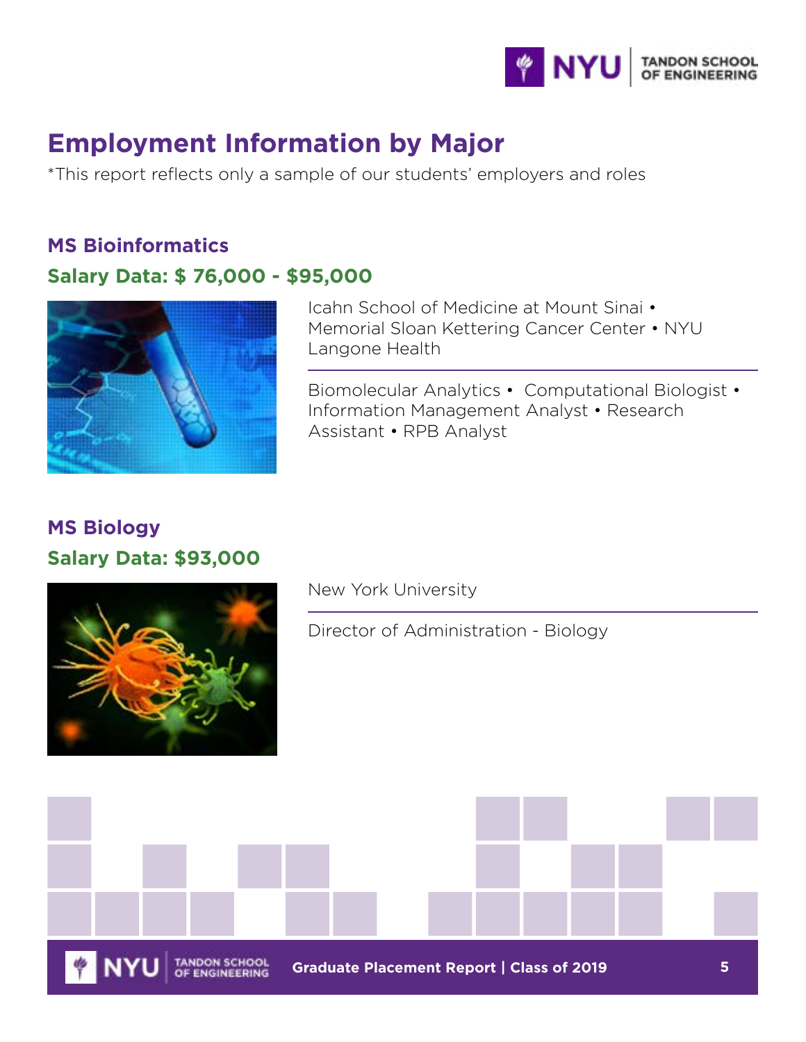# Employment Information by Major

*This report reflects only a sample of our students' employers and roles

## MS Bioinformatics

### Salary Data: $ 76,000 - $95,000

Icahn School of Medicine at Mount Sinai • Memorial Sloan Kettering Cancer Center • NYU Langone Health

Biomolecular Analytics • Computational Biologist • Information Management Analyst • Research Assistant • RPB Analyst

## MS Biology

### Salary Data: $93,000

New York University

Director of Administration - Biology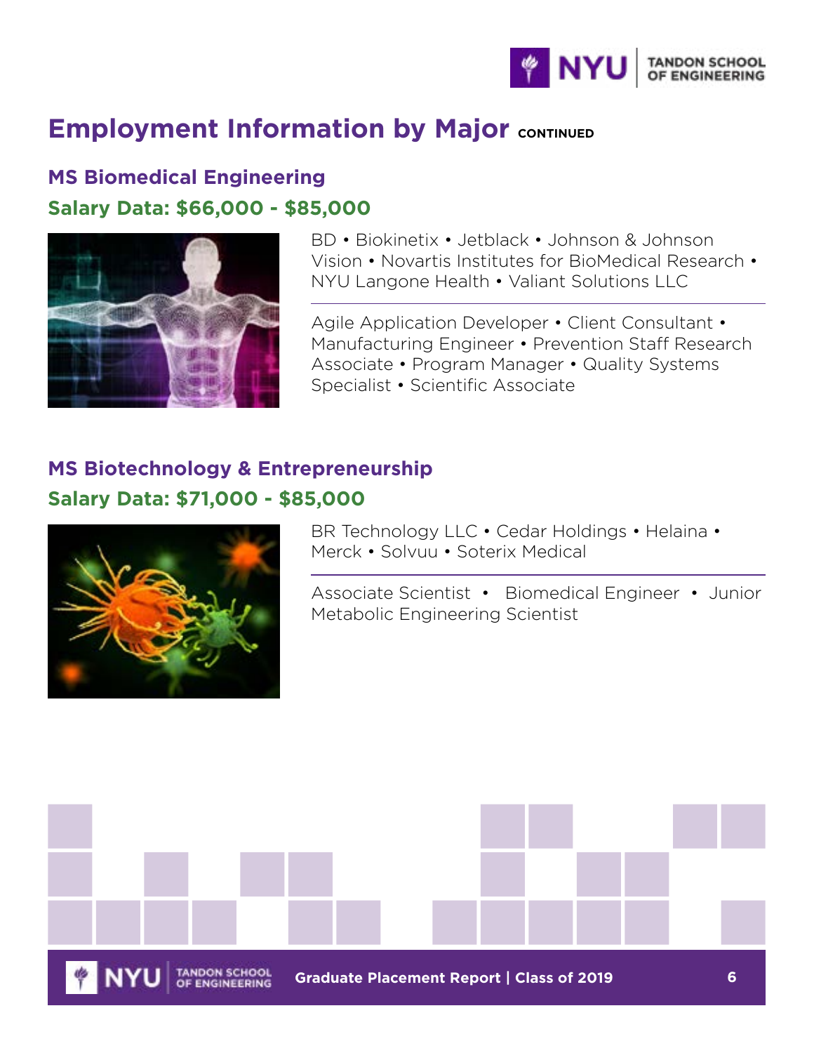# Employment Information by Major CONTINUED

## MS Biomedical Engineering

### Salary Data: $66,000 - $85,000

BD • Biokinetix • Jetblack • Johnson & Johnson Vision • Novartis Institutes for BioMedical Research • NYU Langone Health • Valiant Solutions LLC

Agile Application Developer • Client Consultant • Manufacturing Engineer • Prevention Staff Research Associate • Program Manager • Quality Systems Specialist • Scientific Associate

## MS Biotechnology & Entrepreneurship

### Salary Data: $71,000 - $85,000

BR Technology LLC • Cedar Holdings • Helaina • Merck • Solvuu • Soterix Medical

Associate Scientist • Biomedical Engineer • Junior Metabolic Engineering Scientist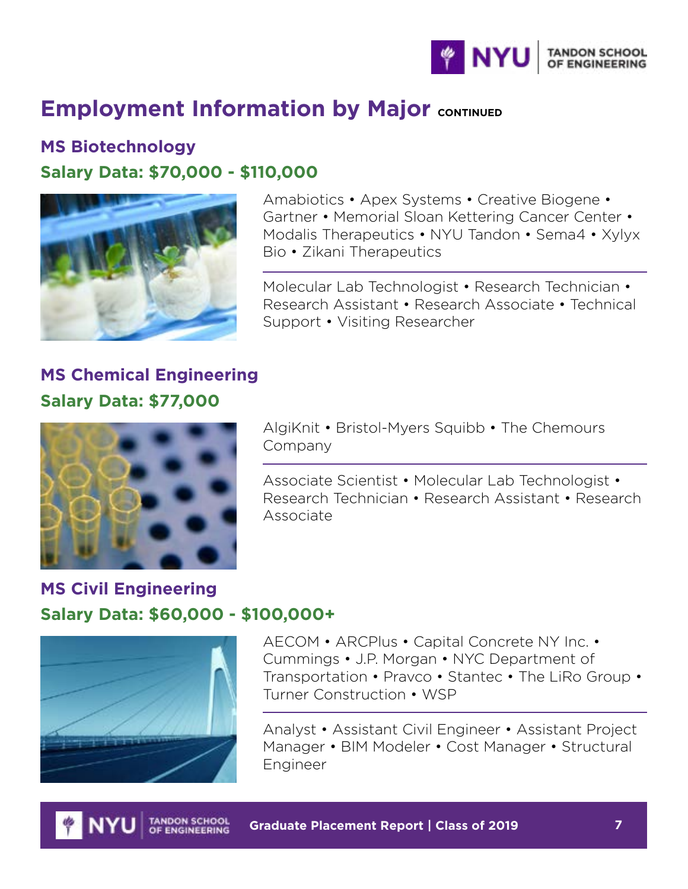# Employment Information by Major CONTINUED

## MS Biotechnology

### Salary Data: $70,000 - $110,000

Amabiotics • Apex Systems • Creative Biogene • Gartner • Memorial Sloan Kettering Cancer Center • Modalis Therapeutics • NYU Tandon • Sema4 • Xylyx Bio • Zikani Therapeutics

Molecular Lab Technologist • Research Technician • Research Assistant • Research Associate • Technical Support • Visiting Researcher

## MS Chemical Engineering

### Salary Data: $77,000

AlgiKnit • Bristol-Myers Squibb • The Chemours Company

Associate Scientist • Molecular Lab Technologist • Research Technician • Research Assistant • Research Associate

## MS Civil Engineering

### Salary Data: $60,000 - $100,000+

AECOM • ARCPlus • Capital Concrete NY Inc. • Cummings • J.P. Morgan • NYC Department of Transportation • Pravco • Stantec • The LiRo Group • Turner Construction • WSP

Analyst • Assistant Civil Engineer • Assistant Project Manager • BIM Modeler • Cost Manager • Structural Engineer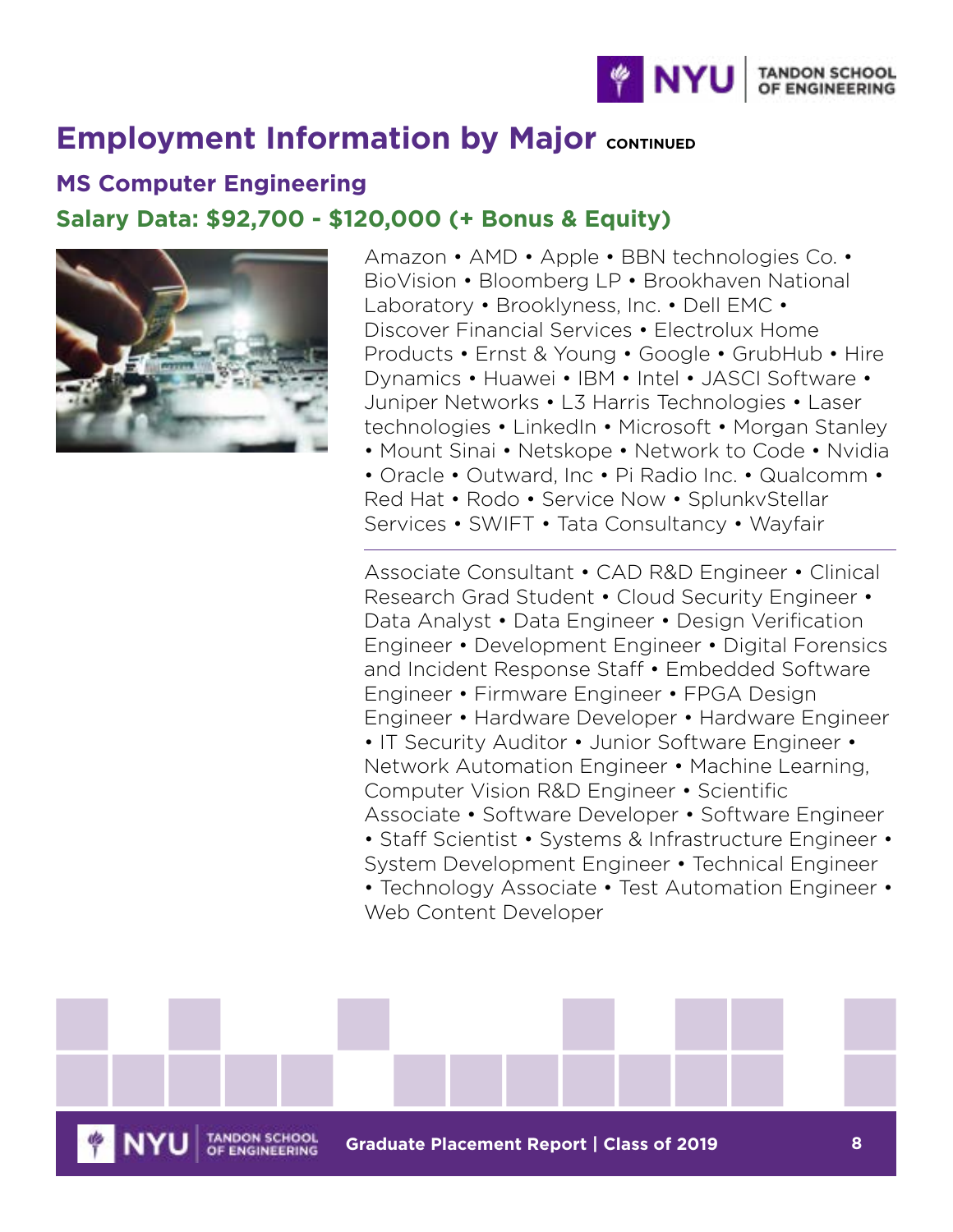# Employment Information by Major CONTINUED

## MS Computer Engineering

### Salary Data: $92,700 - $120,000 (+ Bonus & Equity)

Amazon • AMD • Apple • BBN technologies Co. • BioVision • Bloomberg LP • Brookhaven National Laboratory • Brooklyness, Inc. • Dell EMC • Discover Financial Services • Electrolux Home Products • Ernst & Young • Google • GrubHub • Hire Dynamics • Huawei • IBM • Intel • JASCI Software • Juniper Networks • L3 Harris Technologies • Laser technologies • LinkedIn • Microsoft • Morgan Stanley • Mount Sinai • Netskope • Network to Code • Nvidia • Oracle • Outward, Inc • Pi Radio Inc. • Qualcomm • Red Hat • Rodo • Service Now • SplunkvStellar Services • SWIFT • Tata Consultancy • Wayfair

---

Associate Consultant • CAD R&D Engineer • Clinical Research Grad Student • Cloud Security Engineer • Data Analyst • Data Engineer • Design Verification Engineer • Development Engineer • Digital Forensics and Incident Response Staff • Embedded Software Engineer • Firmware Engineer • FPGA Design Engineer • Hardware Developer • Hardware Engineer • IT Security Auditor • Junior Software Engineer • Network Automation Engineer • Machine Learning, Computer Vision R&D Engineer • Scientific Associate • Software Developer • Software Engineer • Staff Scientist • Systems & Infrastructure Engineer • System Development Engineer • Technical Engineer • Technology Associate • Test Automation Engineer • Web Content Developer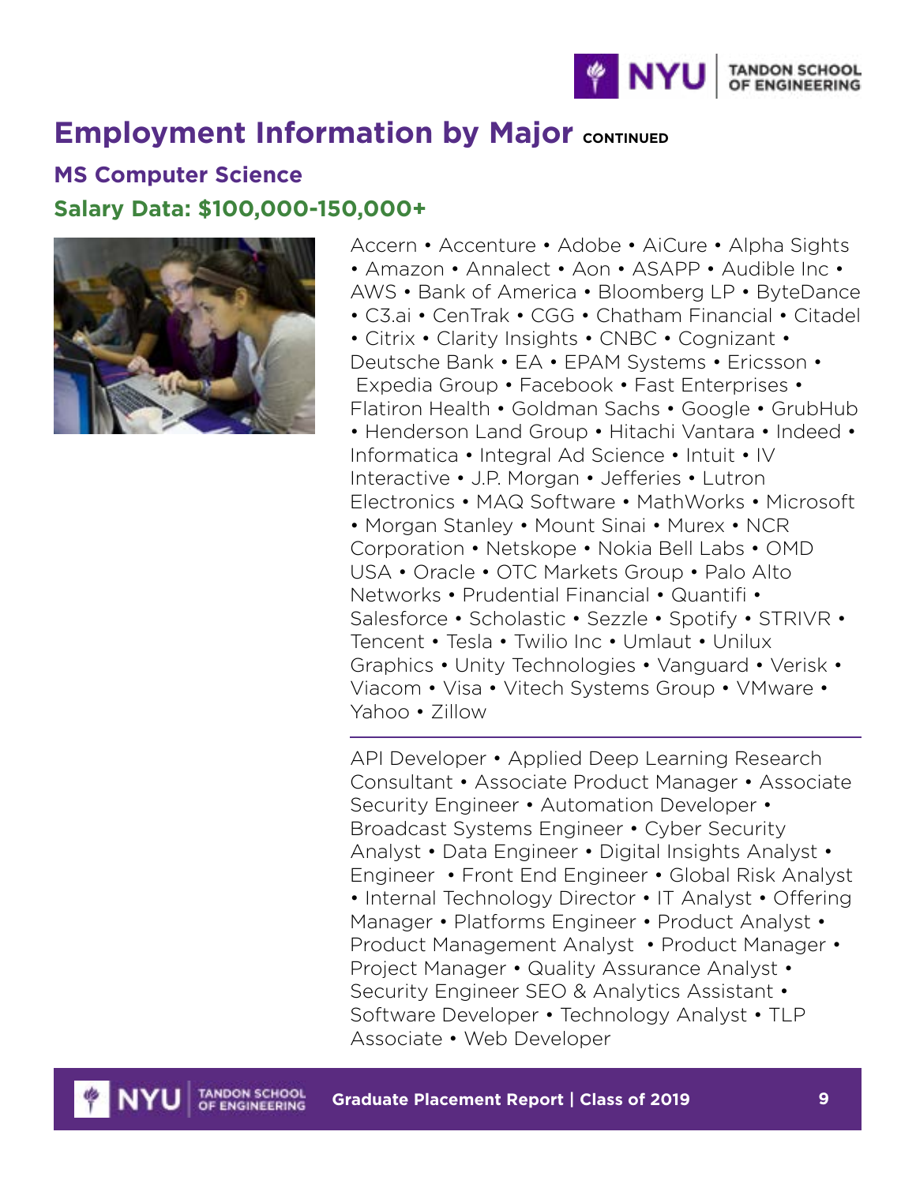# Employment Information by Major CONTINUED

## MS Computer Science

## Salary Data: $100,000-150,000+

Accern • Accenture • Adobe • AiCure • Alpha Sights • Amazon • Annalect • Aon • ASAPP • Audible Inc • AWS • Bank of America • Bloomberg LP • ByteDance • C3.ai • CenTrak • CGG • Chatham Financial • Citadel • Citrix • Clarity Insights • CNBC • Cognizant • Deutsche Bank • EA • EPAM Systems • Ericsson • Expedia Group • Facebook • Fast Enterprises • Flatiron Health • Goldman Sachs • Google • GrubHub • Henderson Land Group • Hitachi Vantara • Indeed • Informatica • Integral Ad Science • Intuit • IV Interactive • J.P. Morgan • Jefferies • Lutron Electronics • MAQ Software • MathWorks • Microsoft • Morgan Stanley • Mount Sinai • Murex • NCR Corporation • Netskope • Nokia Bell Labs • OMD USA • Oracle • OTC Markets Group • Palo Alto Networks • Prudential Financial • Quantifi • Salesforce • Scholastic • Sezzle • Spotify • STRIVR • Tencent • Tesla • Twilio Inc • Umlaut • Unilux Graphics • Unity Technologies • Vanguard • Verisk • Viacom • Visa • Vitech Systems Group • VMware • Yahoo • Zillow

---

API Developer • Applied Deep Learning Research Consultant • Associate Product Manager • Associate Security Engineer • Automation Developer • Broadcast Systems Engineer • Cyber Security Analyst • Data Engineer • Digital Insights Analyst • Engineer • Front End Engineer • Global Risk Analyst • Internal Technology Director • IT Analyst • Offering Manager • Platforms Engineer • Product Analyst • Product Management Analyst • Product Manager • Project Manager • Quality Assurance Analyst • Security Engineer SEO & Analytics Assistant • Software Developer • Technology Analyst • TLP Associate • Web Developer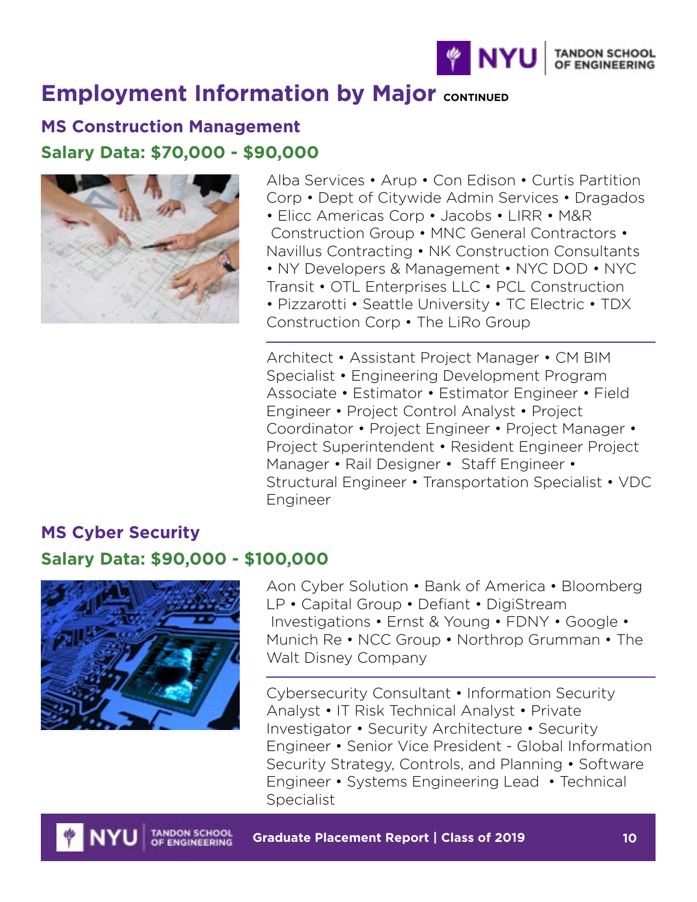# Employment Information by Major CONTINUED

## MS Construction Management

### Salary Data: $70,000 - $90,000

Alba Services • Arup • Con Edison • Curtis Partition Corp • Dept of Citywide Admin Services • Dragados • Elicc Americas Corp • Jacobs • LIRR • M&R Construction Group • MNC General Contractors • Navillus Contracting • NK Construction Consultants • NY Developers & Management • NYC DOD • NYC Transit • OTL Enterprises LLC • PCL Construction • Pizzarotti • Seattle University • TC Electric • TDX Construction Corp • The LiRo Group

---

Architect • Assistant Project Manager • CM BIM Specialist • Engineering Development Program Associate • Estimator • Estimator Engineer • Field Engineer • Project Control Analyst • Project Coordinator • Project Engineer • Project Manager • Project Superintendent • Resident Engineer Project Manager • Rail Designer • Staff Engineer • Structural Engineer • Transportation Specialist • VDC Engineer

## MS Cyber Security

### Salary Data: $90,000 - $100,000

Aon Cyber Solution • Bank of America • Bloomberg LP • Capital Group • Defiant • DigiStream Investigations • Ernst & Young • FDNY • Google • Munich Re • NCC Group • Northrop Grumman • The Walt Disney Company

---

Cybersecurity Consultant • Information Security Analyst • IT Risk Technical Analyst • Private Investigator • Security Architecture • Security Engineer • Senior Vice President - Global Information Security Strategy, Controls, and Planning • Software Engineer • Systems Engineering Lead • Technical Specialist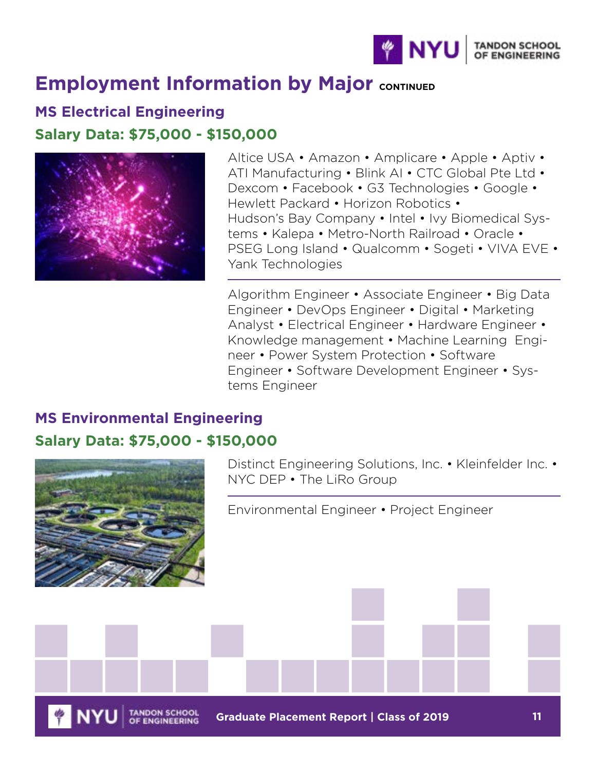# Employment Information by Major CONTINUED

## MS Electrical Engineering

### Salary Data: $75,000 - $150,000

Altice USA • Amazon • Amplicare • Apple • Aptiv • ATI Manufacturing • Blink AI • CTC Global Pte Ltd • Dexcom • Facebook • G3 Technologies • Google • Hewlett Packard • Horizon Robotics • Hudson's Bay Company • Intel • Ivy Biomedical Systems • Kalepa • Metro-North Railroad • Oracle • PSEG Long Island • Qualcomm • Sogeti • VIVA EVE • Yank Technologies

---

Algorithm Engineer • Associate Engineer • Big Data Engineer • DevOps Engineer • Digital • Marketing Analyst • Electrical Engineer • Hardware Engineer • Knowledge management • Machine Learning Engineer • Power System Protection • Software Engineer • Software Development Engineer • Systems Engineer

## MS Environmental Engineering

### Salary Data: $75,000 - $150,000

Distinct Engineering Solutions, Inc. • Kleinfelder Inc. • NYC DEP • The LiRo Group

---

Environmental Engineer • Project Engineer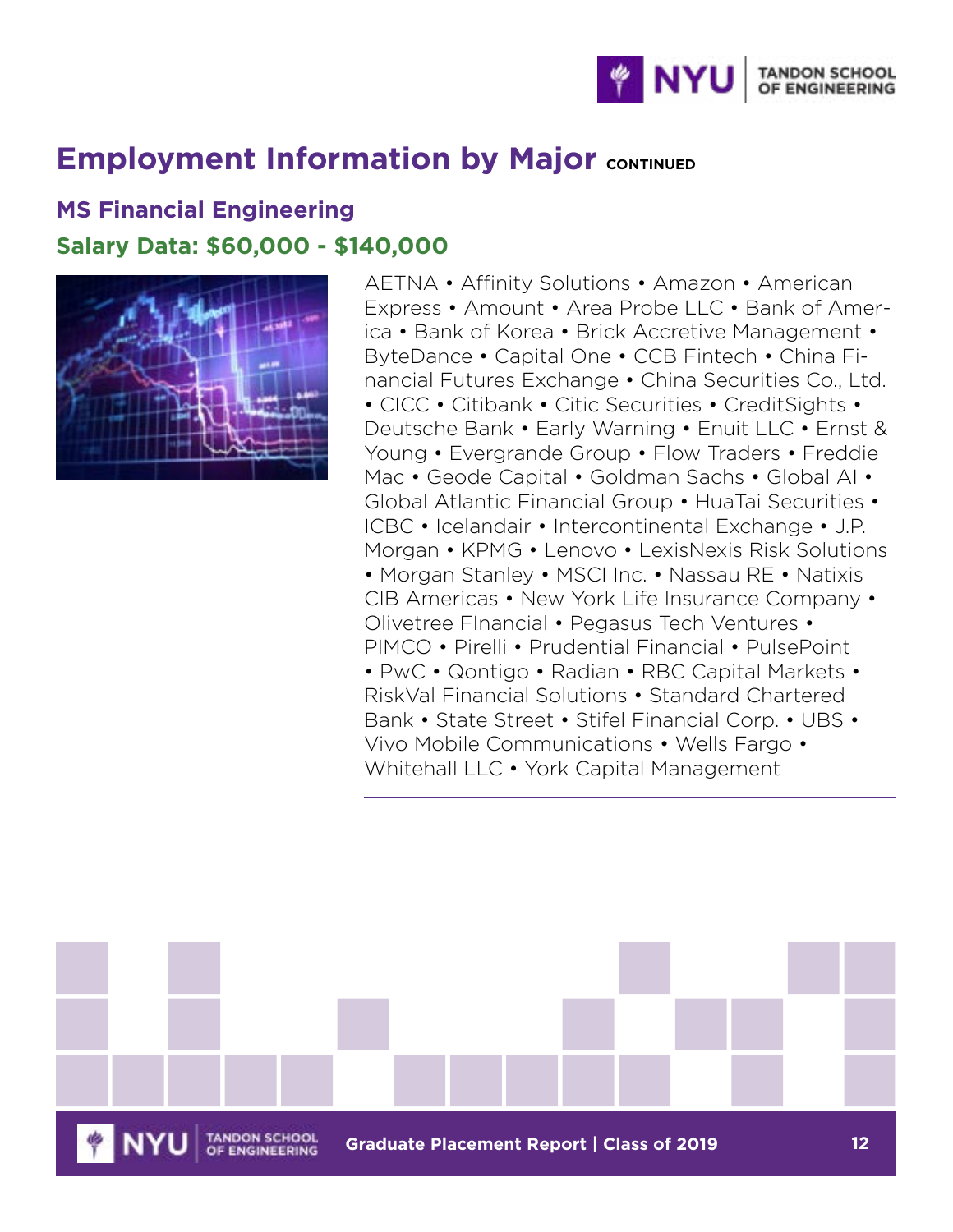# Employment Information by Major CONTINUED

## MS Financial Engineering

### Salary Data: $60,000 - $140,000

AETNA • Affinity Solutions • Amazon • American Express • Amount • Area Probe LLC • Bank of America • Bank of Korea • Brick Accretive Management • ByteDance • Capital One • CCB Fintech • China Financial Futures Exchange • China Securities Co., Ltd. • CICC • Citibank • Citic Securities • CreditSights • Deutsche Bank • Early Warning • Enuit LLC • Ernst & Young • Evergrande Group • Flow Traders • Freddie Mac • Geode Capital • Goldman Sachs • Global AI • Global Atlantic Financial Group • HuaTai Securities • ICBC • Icelandair • Intercontinental Exchange • J.P. Morgan • KPMG • Lenovo • LexisNexis Risk Solutions • Morgan Stanley • MSCI Inc. • Nassau RE • Natixis CIB Americas • New York Life Insurance Company • Olivetree FInancial • Pegasus Tech Ventures • PIMCO • Pirelli • Prudential Financial • PulsePoint • PwC • Qontigo • Radian • RBC Capital Markets • RiskVal Financial Solutions • Standard Chartered Bank • State Street • Stifel Financial Corp. • UBS • Vivo Mobile Communications • Wells Fargo • Whitehall LLC • York Capital Management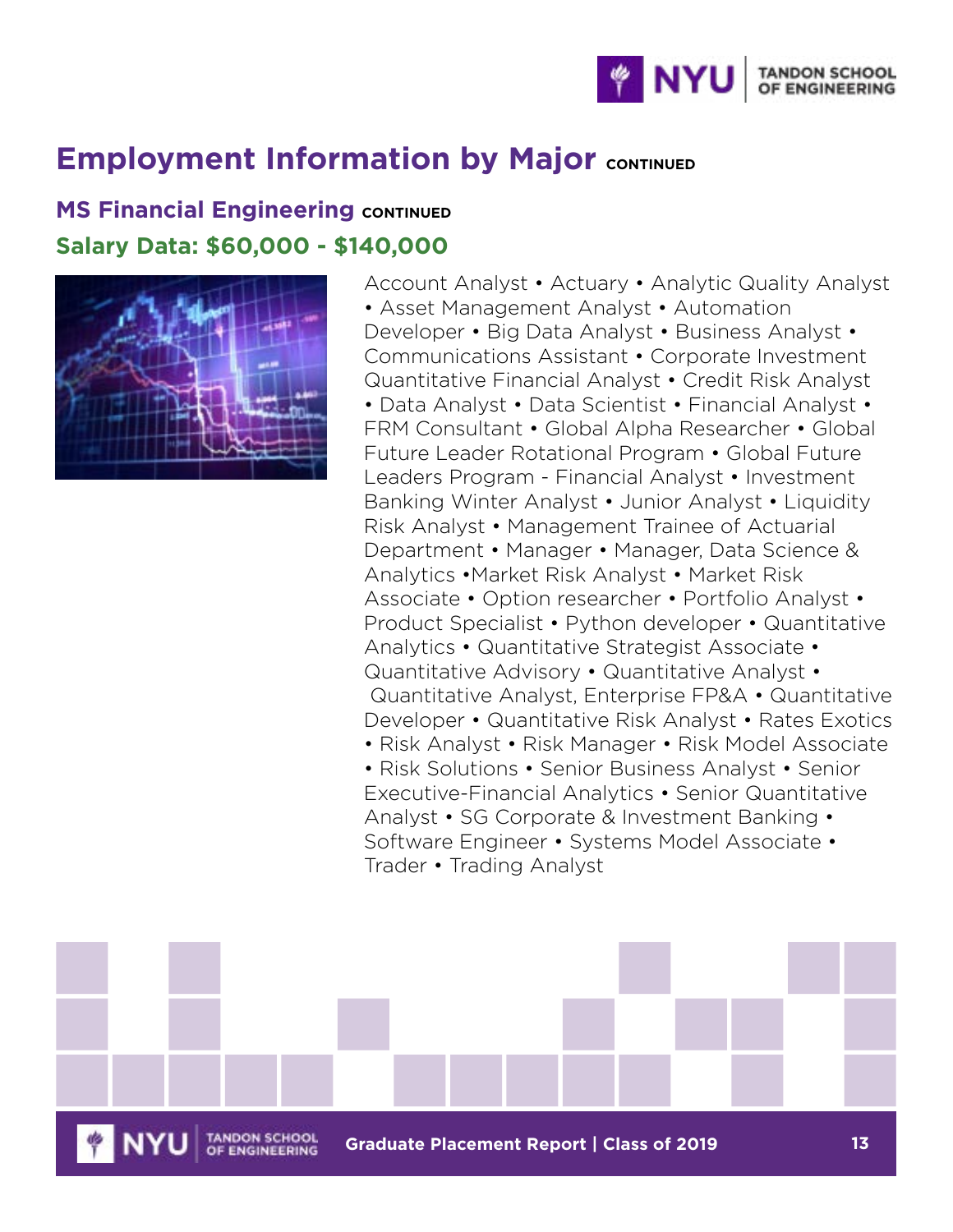# Employment Information by Major CONTINUED

## MS Financial Engineering CONTINUED

### Salary Data: $60,000 - $140,000

Account Analyst • Actuary • Analytic Quality Analyst • Asset Management Analyst • Automation Developer • Big Data Analyst • Business Analyst • Communications Assistant • Corporate Investment Quantitative Financial Analyst • Credit Risk Analyst • Data Analyst • Data Scientist • Financial Analyst • FRM Consultant • Global Alpha Researcher • Global Future Leader Rotational Program • Global Future Leaders Program - Financial Analyst • Investment Banking Winter Analyst • Junior Analyst • Liquidity Risk Analyst • Management Trainee of Actuarial Department • Manager • Manager, Data Science & Analytics •Market Risk Analyst • Market Risk Associate • Option researcher • Portfolio Analyst • Product Specialist • Python developer • Quantitative Analytics • Quantitative Strategist Associate • Quantitative Advisory • Quantitative Analyst • Quantitative Analyst, Enterprise FP&A • Quantitative Developer • Quantitative Risk Analyst • Rates Exotics • Risk Analyst • Risk Manager • Risk Model Associate • Risk Solutions • Senior Business Analyst • Senior Executive-Financial Analytics • Senior Quantitative Analyst • SG Corporate & Investment Banking • Software Engineer • Systems Model Associate • Trader • Trading Analyst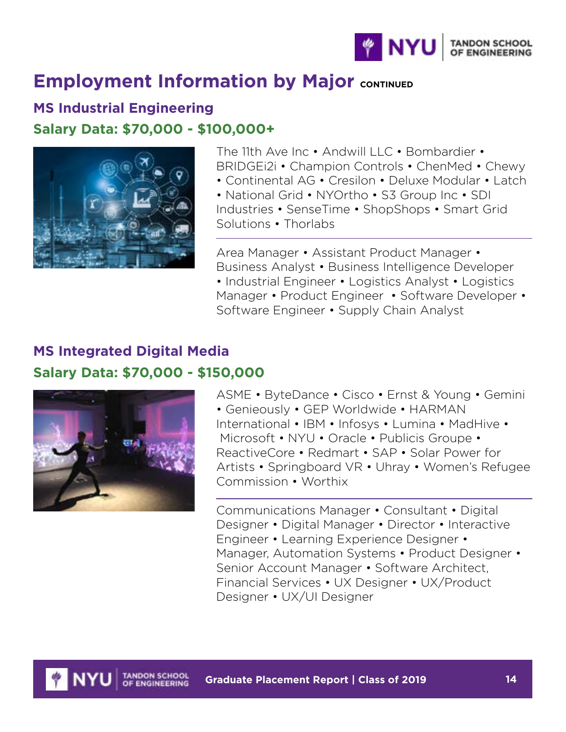# Employment Information by Major CONTINUED

## MS Industrial Engineering

### Salary Data: $70,000 - $100,000+

The 11th Ave Inc • Andwill LLC • Bombardier • BRIDGEi2i • Champion Controls • ChenMed • Chewy • Continental AG • Cresilon • Deluxe Modular • Latch • National Grid • NYOrtho • S3 Group Inc • SDI Industries • SenseTime • ShopShops • Smart Grid Solutions • Thorlabs

---

Area Manager • Assistant Product Manager • Business Analyst • Business Intelligence Developer • Industrial Engineer • Logistics Analyst • Logistics Manager • Product Engineer • Software Developer • Software Engineer • Supply Chain Analyst

## MS Integrated Digital Media

### Salary Data: $70,000 - $150,000

ASME • ByteDance • Cisco • Ernst & Young • Gemini • Genieously • GEP Worldwide • HARMAN International • IBM • Infosys • Lumina • MadHive • Microsoft • NYU • Oracle • Publicis Groupe • ReactiveCore • Redmart • SAP • Solar Power for Artists • Springboard VR • Uhray • Women's Refugee Commission • Worthix

---

Communications Manager • Consultant • Digital Designer • Digital Manager • Director • Interactive Engineer • Learning Experience Designer • Manager, Automation Systems • Product Designer • Senior Account Manager • Software Architect, Financial Services • UX Designer • UX/Product Designer • UX/UI Designer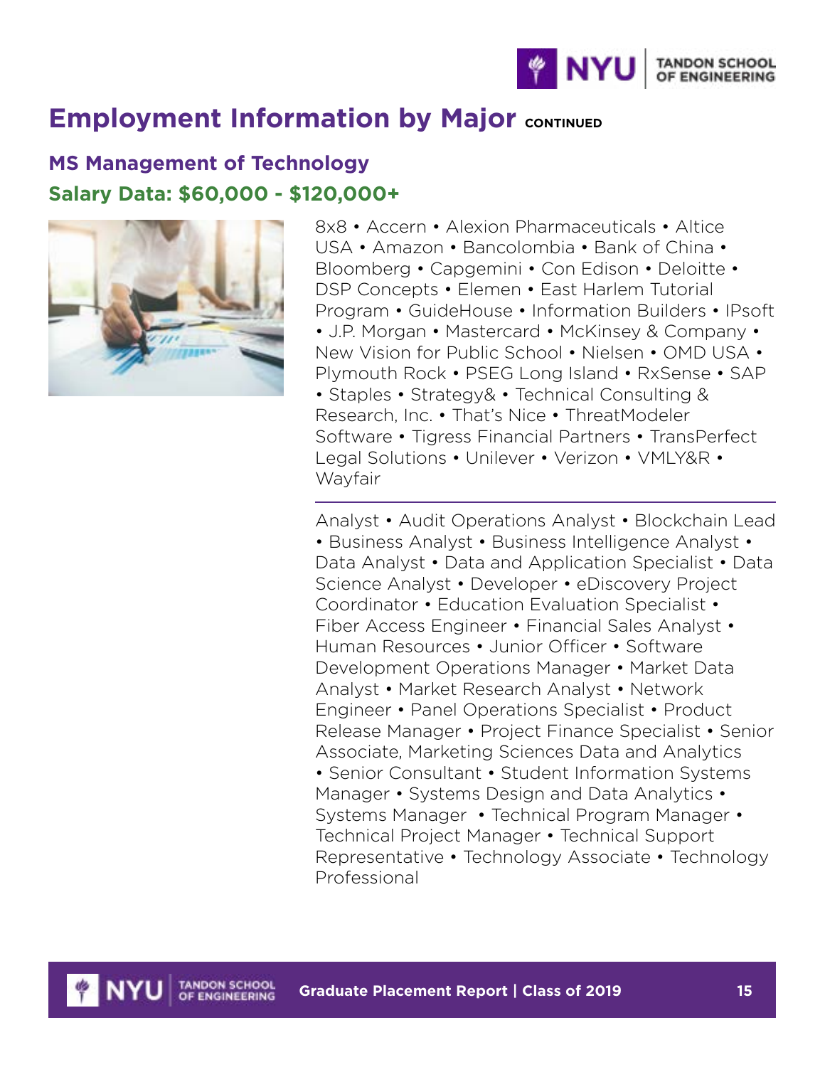# Employment Information by Major CONTINUED

## MS Management of Technology

### Salary Data: $60,000 - $120,000+

8x8 • Accern • Alexion Pharmaceuticals • Altice USA • Amazon • Bancolombia • Bank of China • Bloomberg • Capgemini • Con Edison • Deloitte • DSP Concepts • Elemen • East Harlem Tutorial Program • GuideHouse • Information Builders • IPsoft • J.P. Morgan • Mastercard • McKinsey & Company • New Vision for Public School • Nielsen • OMD USA • Plymouth Rock • PSEG Long Island • RxSense • SAP • Staples • Strategy& • Technical Consulting & Research, Inc. • That's Nice • ThreatModeler Software • Tigress Financial Partners • TransPerfect Legal Solutions • Unilever • Verizon • VMLY&R • Wayfair

---

Analyst • Audit Operations Analyst • Blockchain Lead • Business Analyst • Business Intelligence Analyst • Data Analyst • Data and Application Specialist • Data Science Analyst • Developer • eDiscovery Project Coordinator • Education Evaluation Specialist • Fiber Access Engineer • Financial Sales Analyst • Human Resources • Junior Officer • Software Development Operations Manager • Market Data Analyst • Market Research Analyst • Network Engineer • Panel Operations Specialist • Product Release Manager • Project Finance Specialist • Senior Associate, Marketing Sciences Data and Analytics • Senior Consultant • Student Information Systems Manager • Systems Design and Data Analytics • Systems Manager • Technical Program Manager • Technical Project Manager • Technical Support Representative • Technology Associate • Technology Professional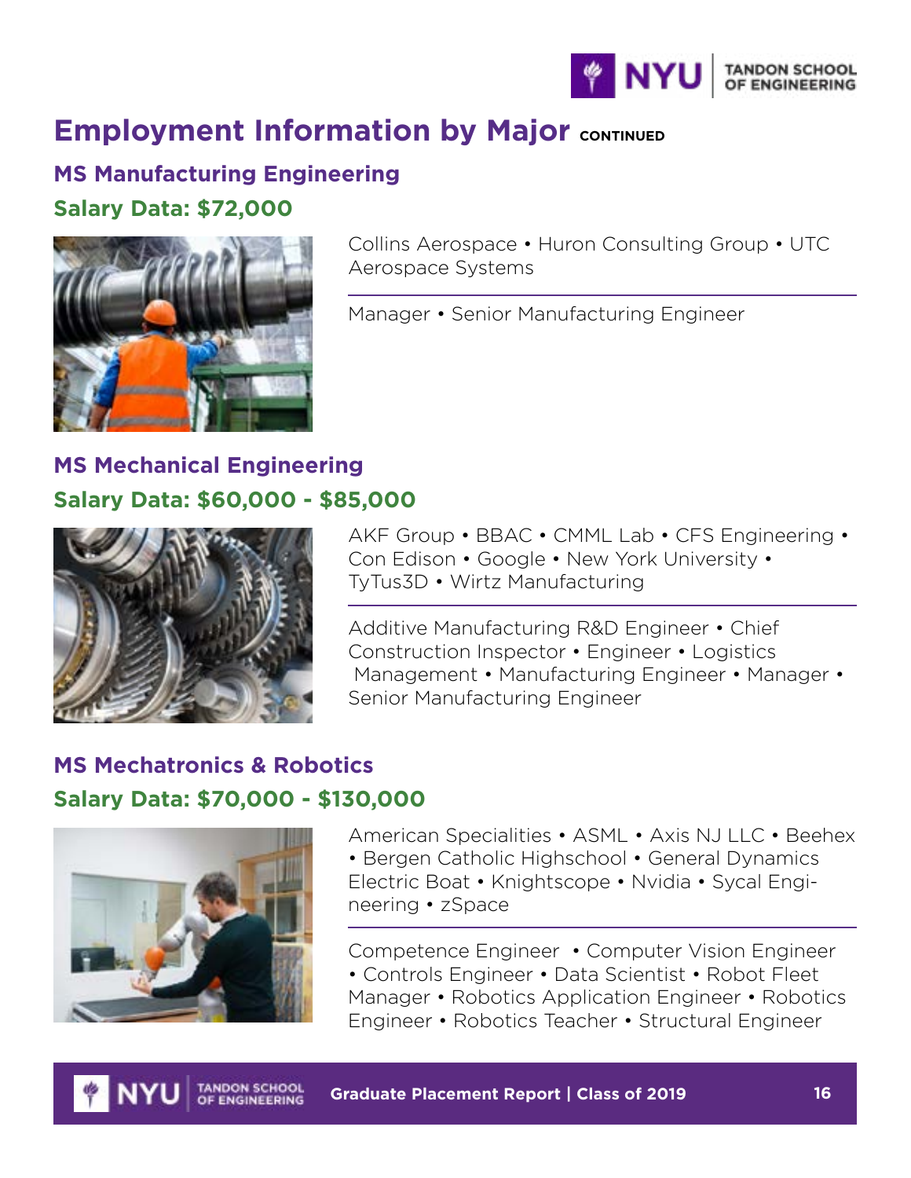# Employment Information by Major CONTINUED

## MS Manufacturing Engineering

### Salary Data: $72,000

Collins Aerospace • Huron Consulting Group • UTC Aerospace Systems

Manager • Senior Manufacturing Engineer

## MS Mechanical Engineering

### Salary Data: $60,000 - $85,000

AKF Group • BBAC • CMML Lab • CFS Engineering • Con Edison • Google • New York University • TyTus3D • Wirtz Manufacturing

Additive Manufacturing R&D Engineer • Chief Construction Inspector • Engineer • Logistics Management • Manufacturing Engineer • Manager • Senior Manufacturing Engineer

## MS Mechatronics & Robotics

### Salary Data: $70,000 - $130,000

American Specialities • ASML • Axis NJ LLC • Beehex • Bergen Catholic Highschool • General Dynamics Electric Boat • Knightscope • Nvidia • Sycal Engineering • zSpace

Competence Engineer • Computer Vision Engineer • Controls Engineer • Data Scientist • Robot Fleet Manager • Robotics Application Engineer • Robotics Engineer • Robotics Teacher • Structural Engineer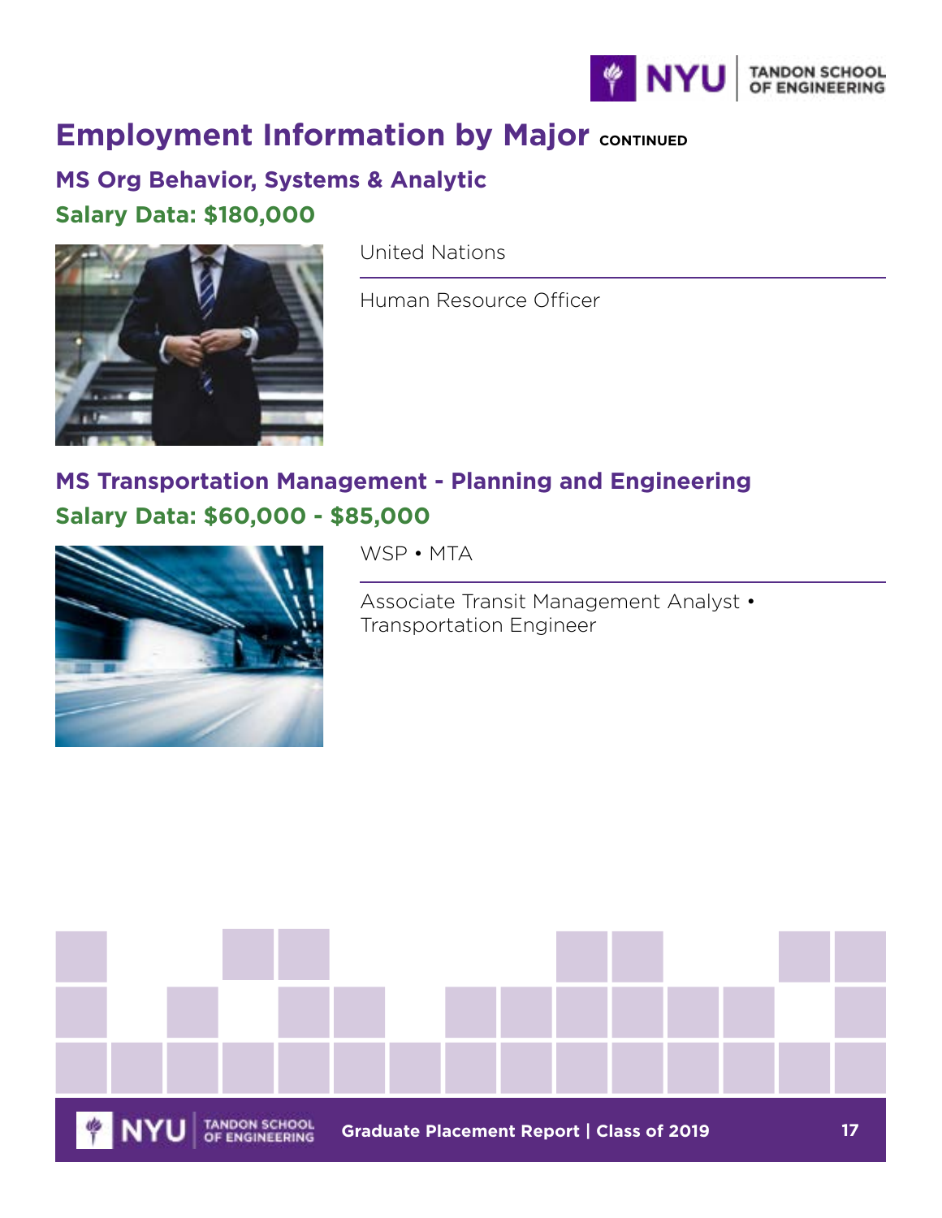# Employment Information by Major CONTINUED

## MS Org Behavior, Systems & Analytic

### Salary Data: $180,000

United Nations

Human Resource Officer

## MS Transportation Management - Planning and Engineering

### Salary Data: $60,000 - $85,000

WSP • MTA

Associate Transit Management Analyst • Transportation Engineer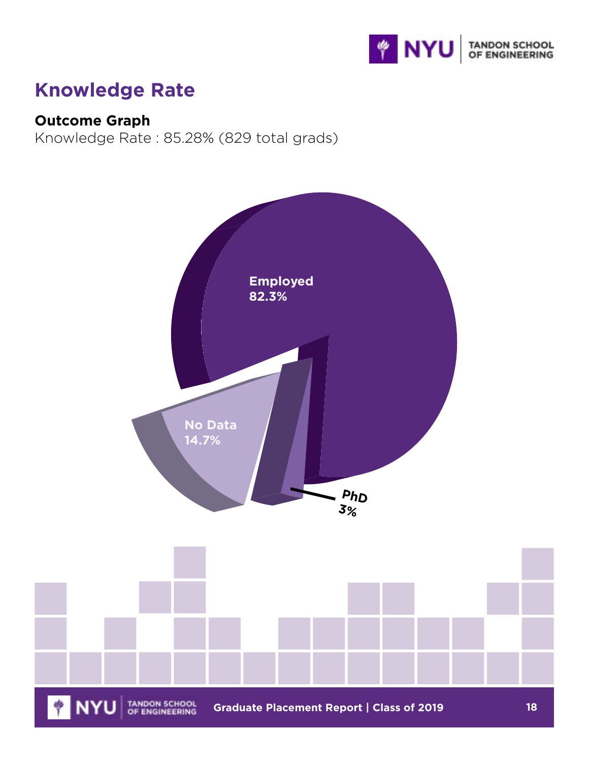## Knowledge Rate

**Outcome Graph**

Knowledge Rate : 85.28% (829 total grads)

Employed
82.3%

No Data
14.7%

PhD
3%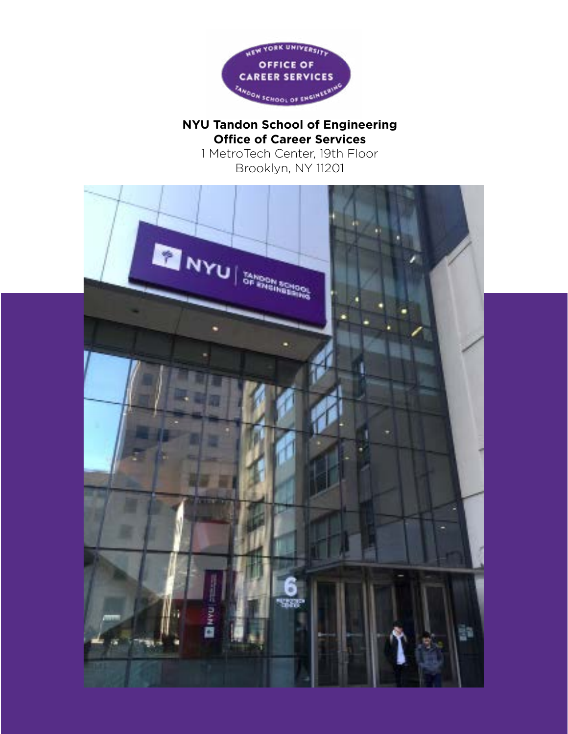**NYU Tandon School of Engineering**
**Office of Career Services**
1 MetroTech Center, 19th Floor
Brooklyn, NY 11201